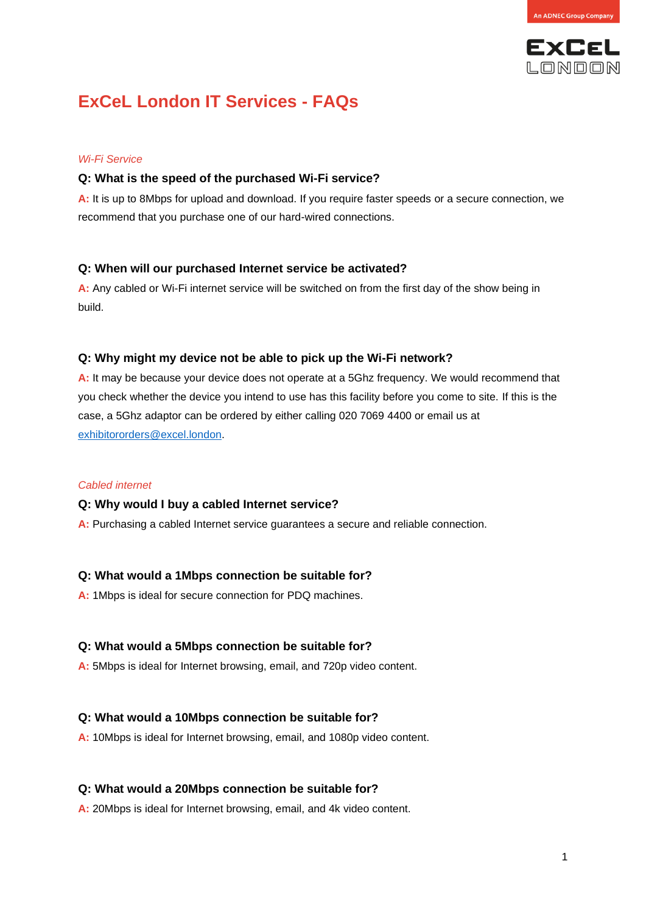# ExCeL London IT Services - FAQs

*Wi-Fi Service*

**Q: What is the speed of the purchased Wi-Fi service?**

**A:** It is up to 8Mbps for upload and download. If you require faster speeds or a secure connection, we recommend that you purchase one of our hard-wired connections.

**Q: When will our purchased Internet service be activated?**

**A:** Any cabled or Wi-Fi internet service will be switched on from the first day of the show being in build.

**Q: Why might my device not be able to pick up the Wi-Fi network?**

**A:** It may be because your device does not operate at a 5Ghz frequency. We would recommend that you check whether the device you intend to use has this facility before you come to site. If this is the case, a 5Ghz adaptor can be ordered by either calling 020 7069 4400 or email us at exhibitororders@excel.london.

*Cabled internet*

**Q: Why would I buy a cabled Internet service?**

**A:** Purchasing a cabled Internet service guarantees a secure and reliable connection.

**Q: What would a 1Mbps connection be suitable for?**

**A:** 1Mbps is ideal for secure connection for PDQ machines.

**Q: What would a 5Mbps connection be suitable for?**

**A:** 5Mbps is ideal for Internet browsing, email, and 720p video content.

**Q: What would a 10Mbps connection be suitable for?**

**A:** 10Mbps is ideal for Internet browsing, email, and 1080p video content.

**Q: What would a 20Mbps connection be suitable for?**

**A:** 20Mbps is ideal for Internet browsing, email, and 4k video content.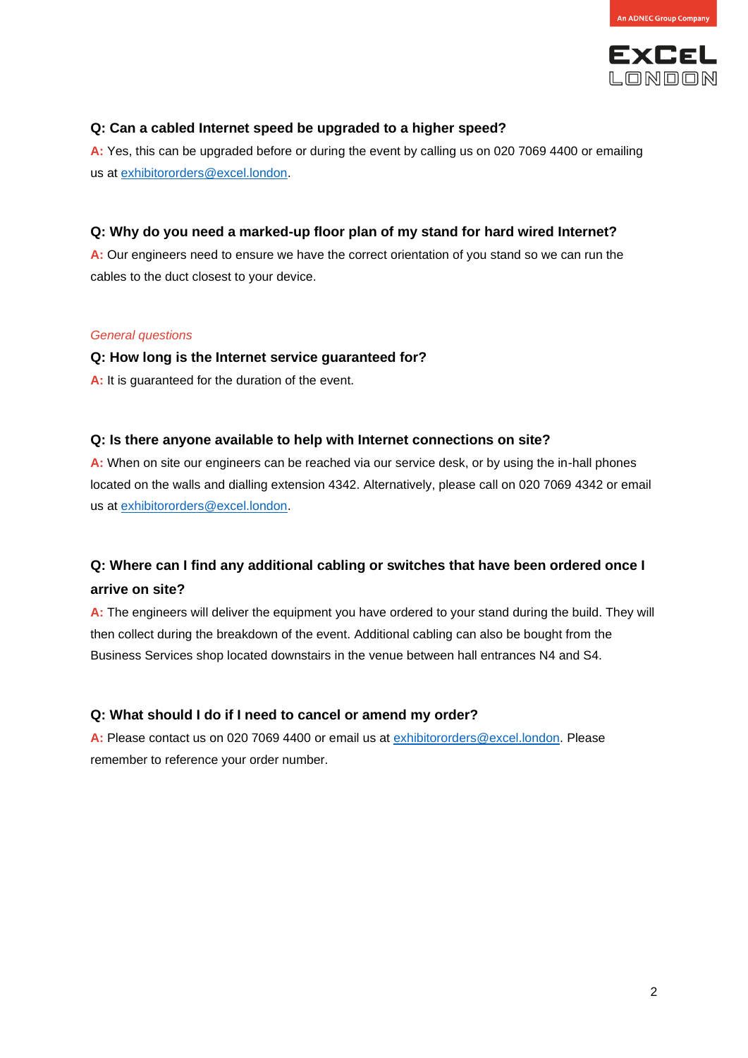**Q: Can a cabled Internet speed be upgraded to a higher speed?**

**A:** Yes, this can be upgraded before or during the event by calling us on 020 7069 4400 or emailing us at exhibitororders@excel.london.

**Q: Why do you need a marked-up floor plan of my stand for hard wired Internet?**

**A:** Our engineers need to ensure we have the correct orientation of you stand so we can run the cables to the duct closest to your device.

*General questions*

**Q: How long is the Internet service guaranteed for?**

**A:** It is guaranteed for the duration of the event.

**Q: Is there anyone available to help with Internet connections on site?**

**A:** When on site our engineers can be reached via our service desk, or by using the in-hall phones located on the walls and dialling extension 4342. Alternatively, please call on 020 7069 4342 or email us at exhibitororders@excel.london.

**Q: Where can I find any additional cabling or switches that have been ordered once I arrive on site?**

**A:** The engineers will deliver the equipment you have ordered to your stand during the build. They will then collect during the breakdown of the event. Additional cabling can also be bought from the Business Services shop located downstairs in the venue between hall entrances N4 and S4.

**Q: What should I do if I need to cancel or amend my order?**

**A:** Please contact us on 020 7069 4400 or email us at exhibitororders@excel.london. Please remember to reference your order number.